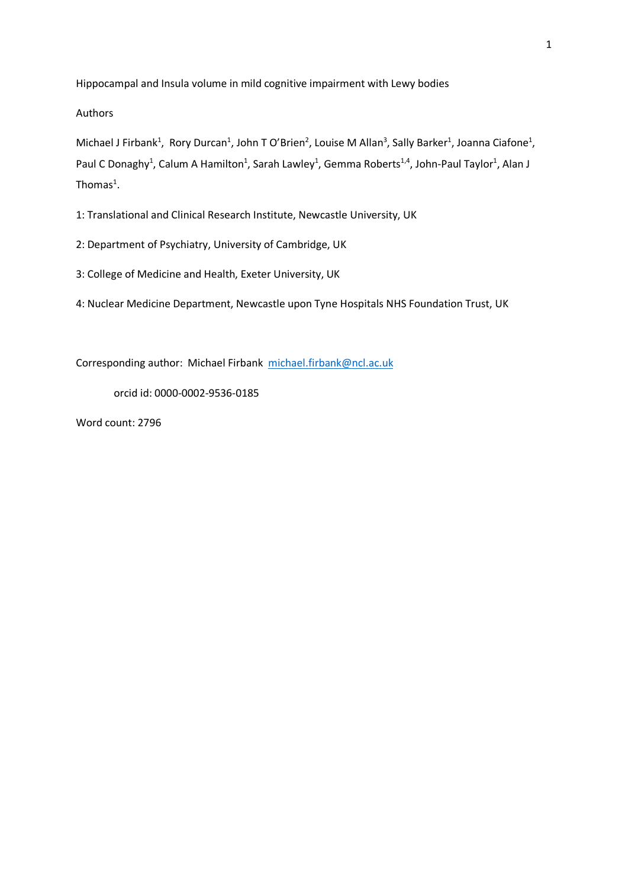# Hippocampal and Insula volume in mild cognitive impairment with Lewy bodies

Authors

Michael J Firbank[1], Rory Durcan[1], John T O'Brien[2], Louise M Allan[3], Sally Barker[1], Joanna Ciafone[1], Paul C Donaghy[1], Calum A Hamilton[1], Sarah Lawley[1], Gemma Roberts[1,4], John-Paul Taylor[1], Alan J Thomas[1].

1: Translational and Clinical Research Institute, Newcastle University, UK

2: Department of Psychiatry, University of Cambridge, UK

3: College of Medicine and Health, Exeter University, UK

4: Nuclear Medicine Department, Newcastle upon Tyne Hospitals NHS Foundation Trust, UK

Corresponding author: Michael Firbank michael.firbank@ncl.ac.uk

orcid id: 0000-0002-9536-0185

Word count: 2796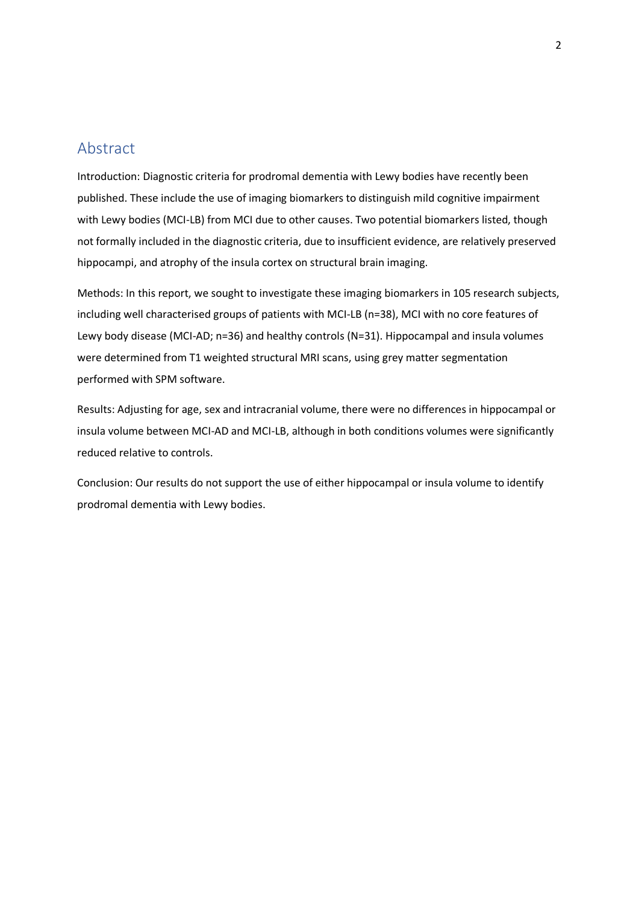## Abstract

Introduction: Diagnostic criteria for prodromal dementia with Lewy bodies have recently been published. These include the use of imaging biomarkers to distinguish mild cognitive impairment with Lewy bodies (MCI-LB) from MCI due to other causes. Two potential biomarkers listed, though not formally included in the diagnostic criteria, due to insufficient evidence, are relatively preserved hippocampi, and atrophy of the insula cortex on structural brain imaging.

Methods: In this report, we sought to investigate these imaging biomarkers in 105 research subjects, including well characterised groups of patients with MCI-LB (n=38), MCI with no core features of Lewy body disease (MCI-AD; n=36) and healthy controls (N=31). Hippocampal and insula volumes were determined from T1 weighted structural MRI scans, using grey matter segmentation performed with SPM software.

Results: Adjusting for age, sex and intracranial volume, there were no differences in hippocampal or insula volume between MCI-AD and MCI-LB, although in both conditions volumes were significantly reduced relative to controls.

Conclusion: Our results do not support the use of either hippocampal or insula volume to identify prodromal dementia with Lewy bodies.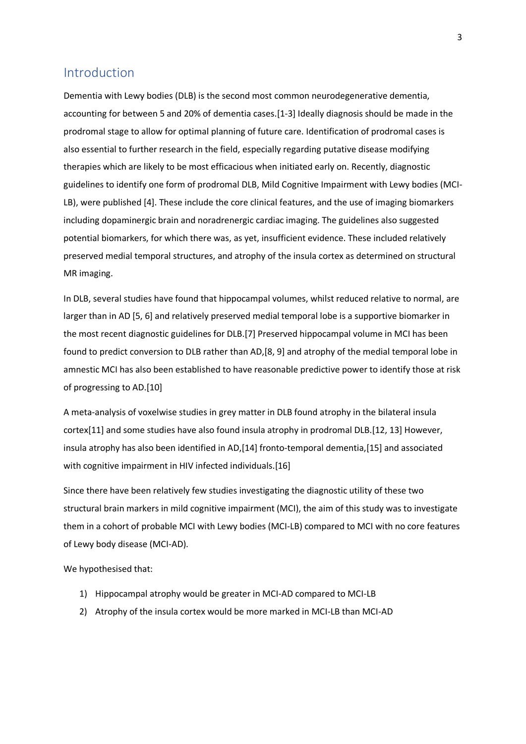## Introduction

Dementia with Lewy bodies (DLB) is the second most common neurodegenerative dementia, accounting for between 5 and 20% of dementia cases.[1-3] Ideally diagnosis should be made in the prodromal stage to allow for optimal planning of future care. Identification of prodromal cases is also essential to further research in the field, especially regarding putative disease modifying therapies which are likely to be most efficacious when initiated early on. Recently, diagnostic guidelines to identify one form of prodromal DLB, Mild Cognitive Impairment with Lewy bodies (MCI-LB), were published [4]. These include the core clinical features, and the use of imaging biomarkers including dopaminergic brain and noradrenergic cardiac imaging. The guidelines also suggested potential biomarkers, for which there was, as yet, insufficient evidence. These included relatively preserved medial temporal structures, and atrophy of the insula cortex as determined on structural MR imaging.

In DLB, several studies have found that hippocampal volumes, whilst reduced relative to normal, are larger than in AD [5, 6] and relatively preserved medial temporal lobe is a supportive biomarker in the most recent diagnostic guidelines for DLB.[7] Preserved hippocampal volume in MCI has been found to predict conversion to DLB rather than AD,[8, 9] and atrophy of the medial temporal lobe in amnestic MCI has also been established to have reasonable predictive power to identify those at risk of progressing to AD.[10]

A meta-analysis of voxelwise studies in grey matter in DLB found atrophy in the bilateral insula cortex[11] and some studies have also found insula atrophy in prodromal DLB.[12, 13] However, insula atrophy has also been identified in AD,[14] fronto-temporal dementia,[15] and associated with cognitive impairment in HIV infected individuals.[16]

Since there have been relatively few studies investigating the diagnostic utility of these two structural brain markers in mild cognitive impairment (MCI), the aim of this study was to investigate them in a cohort of probable MCI with Lewy bodies (MCI-LB) compared to MCI with no core features of Lewy body disease (MCI-AD).

We hypothesised that:

1) Hippocampal atrophy would be greater in MCI-AD compared to MCI-LB
2) Atrophy of the insula cortex would be more marked in MCI-LB than MCI-AD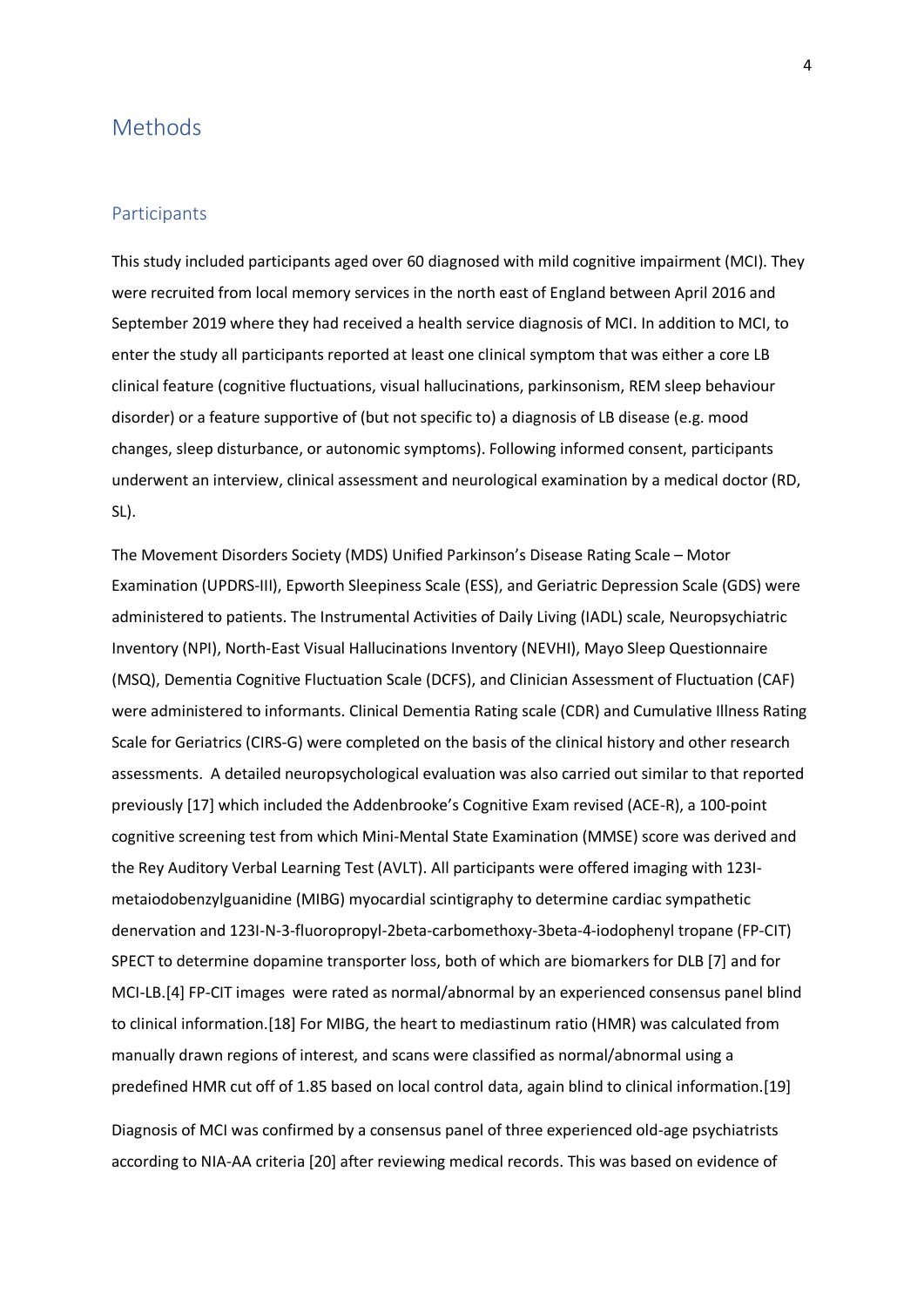# Methods

## Participants

This study included participants aged over 60 diagnosed with mild cognitive impairment (MCI). They were recruited from local memory services in the north east of England between April 2016 and September 2019 where they had received a health service diagnosis of MCI. In addition to MCI, to enter the study all participants reported at least one clinical symptom that was either a core LB clinical feature (cognitive fluctuations, visual hallucinations, parkinsonism, REM sleep behaviour disorder) or a feature supportive of (but not specific to) a diagnosis of LB disease (e.g. mood changes, sleep disturbance, or autonomic symptoms). Following informed consent, participants underwent an interview, clinical assessment and neurological examination by a medical doctor (RD, SL).

The Movement Disorders Society (MDS) Unified Parkinson's Disease Rating Scale – Motor Examination (UPDRS-III), Epworth Sleepiness Scale (ESS), and Geriatric Depression Scale (GDS) were administered to patients. The Instrumental Activities of Daily Living (IADL) scale, Neuropsychiatric Inventory (NPI), North-East Visual Hallucinations Inventory (NEVHI), Mayo Sleep Questionnaire (MSQ), Dementia Cognitive Fluctuation Scale (DCFS), and Clinician Assessment of Fluctuation (CAF) were administered to informants. Clinical Dementia Rating scale (CDR) and Cumulative Illness Rating Scale for Geriatrics (CIRS-G) were completed on the basis of the clinical history and other research assessments. A detailed neuropsychological evaluation was also carried out similar to that reported previously [17] which included the Addenbrooke's Cognitive Exam revised (ACE-R), a 100-point cognitive screening test from which Mini-Mental State Examination (MMSE) score was derived and the Rey Auditory Verbal Learning Test (AVLT). All participants were offered imaging with 123I-metaiodobenzylguanidine (MIBG) myocardial scintigraphy to determine cardiac sympathetic denervation and 123I-N-3-fluoropropyl-2beta-carbomethoxy-3beta-4-iodophenyl tropane (FP-CIT) SPECT to determine dopamine transporter loss, both of which are biomarkers for DLB [7] and for MCI-LB.[4] FP-CIT images were rated as normal/abnormal by an experienced consensus panel blind to clinical information.[18] For MIBG, the heart to mediastinum ratio (HMR) was calculated from manually drawn regions of interest, and scans were classified as normal/abnormal using a predefined HMR cut off of 1.85 based on local control data, again blind to clinical information.[19]

Diagnosis of MCI was confirmed by a consensus panel of three experienced old-age psychiatrists according to NIA-AA criteria [20] after reviewing medical records. This was based on evidence of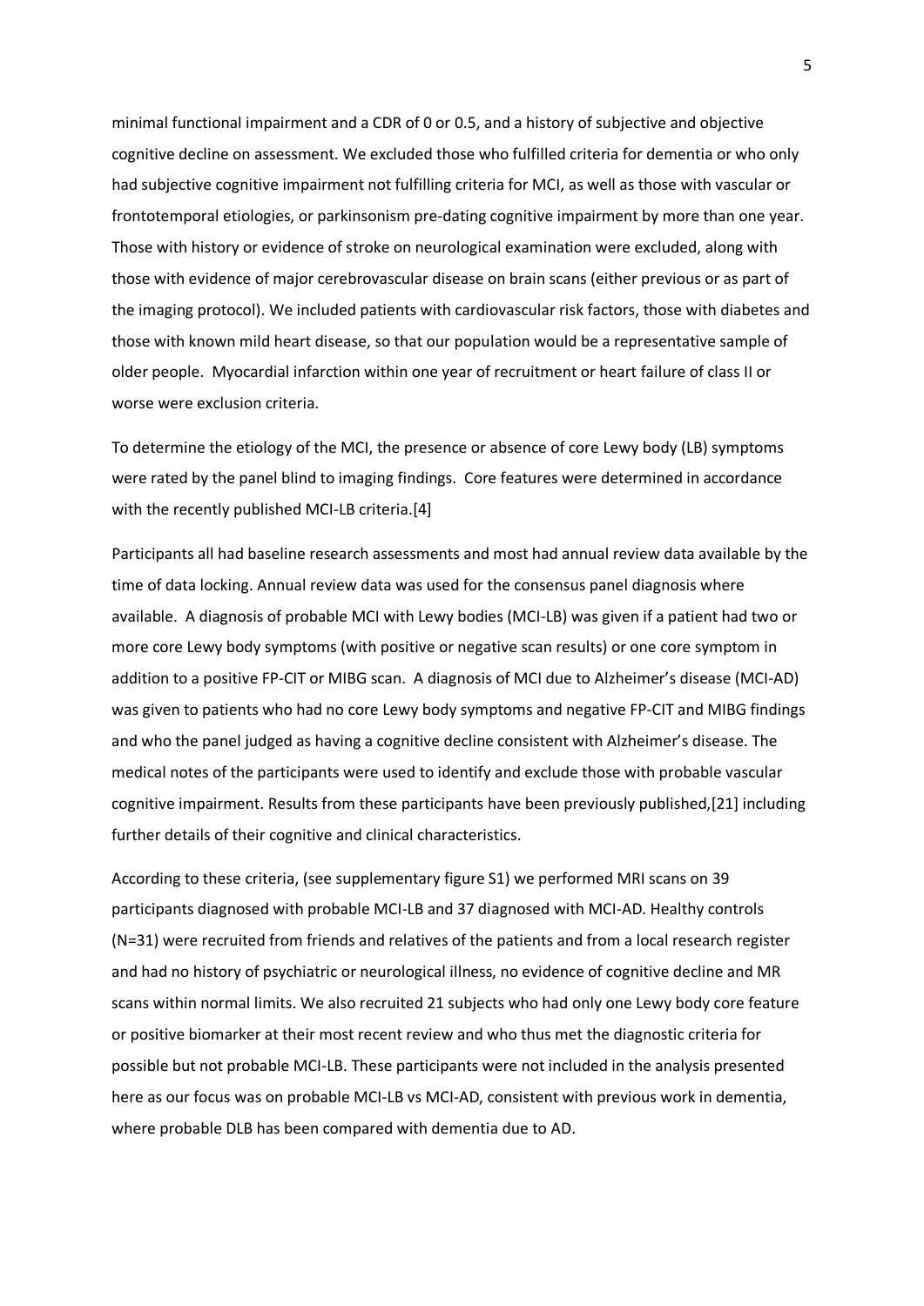minimal functional impairment and a CDR of 0 or 0.5, and a history of subjective and objective cognitive decline on assessment. We excluded those who fulfilled criteria for dementia or who only had subjective cognitive impairment not fulfilling criteria for MCI, as well as those with vascular or frontotemporal etiologies, or parkinsonism pre-dating cognitive impairment by more than one year. Those with history or evidence of stroke on neurological examination were excluded, along with those with evidence of major cerebrovascular disease on brain scans (either previous or as part of the imaging protocol). We included patients with cardiovascular risk factors, those with diabetes and those with known mild heart disease, so that our population would be a representative sample of older people. Myocardial infarction within one year of recruitment or heart failure of class II or worse were exclusion criteria.

To determine the etiology of the MCI, the presence or absence of core Lewy body (LB) symptoms were rated by the panel blind to imaging findings. Core features were determined in accordance with the recently published MCI-LB criteria.[4]

Participants all had baseline research assessments and most had annual review data available by the time of data locking. Annual review data was used for the consensus panel diagnosis where available. A diagnosis of probable MCI with Lewy bodies (MCI-LB) was given if a patient had two or more core Lewy body symptoms (with positive or negative scan results) or one core symptom in addition to a positive FP-CIT or MIBG scan. A diagnosis of MCI due to Alzheimer's disease (MCI-AD) was given to patients who had no core Lewy body symptoms and negative FP-CIT and MIBG findings and who the panel judged as having a cognitive decline consistent with Alzheimer's disease. The medical notes of the participants were used to identify and exclude those with probable vascular cognitive impairment. Results from these participants have been previously published,[21] including further details of their cognitive and clinical characteristics.

According to these criteria, (see supplementary figure S1) we performed MRI scans on 39 participants diagnosed with probable MCI-LB and 37 diagnosed with MCI-AD. Healthy controls (N=31) were recruited from friends and relatives of the patients and from a local research register and had no history of psychiatric or neurological illness, no evidence of cognitive decline and MR scans within normal limits. We also recruited 21 subjects who had only one Lewy body core feature or positive biomarker at their most recent review and who thus met the diagnostic criteria for possible but not probable MCI-LB. These participants were not included in the analysis presented here as our focus was on probable MCI-LB vs MCI-AD, consistent with previous work in dementia, where probable DLB has been compared with dementia due to AD.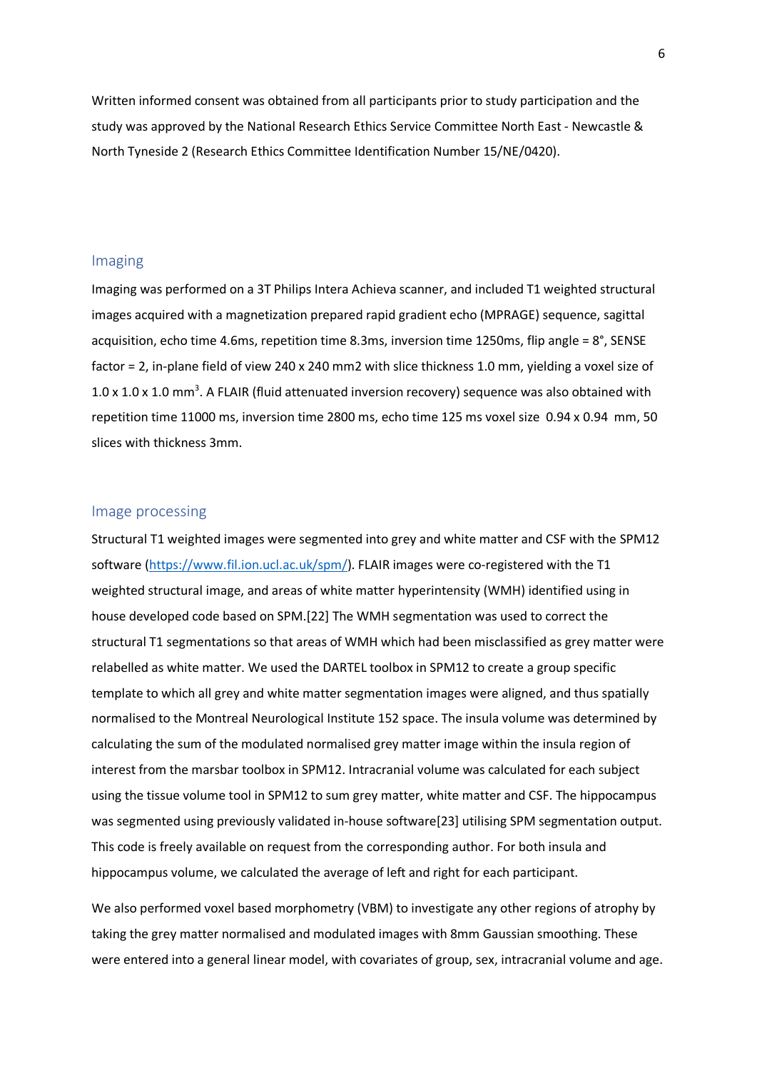Written informed consent was obtained from all participants prior to study participation and the study was approved by the National Research Ethics Service Committee North East - Newcastle & North Tyneside 2 (Research Ethics Committee Identification Number 15/NE/0420).

## Imaging

Imaging was performed on a 3T Philips Intera Achieva scanner, and included T1 weighted structural images acquired with a magnetization prepared rapid gradient echo (MPRAGE) sequence, sagittal acquisition, echo time 4.6ms, repetition time 8.3ms, inversion time 1250ms, flip angle = 8°, SENSE factor = 2, in-plane field of view 240 x 240 mm2 with slice thickness 1.0 mm, yielding a voxel size of 1.0 x 1.0 x 1.0 $mm^3$. A FLAIR (fluid attenuated inversion recovery) sequence was also obtained with repetition time 11000 ms, inversion time 2800 ms, echo time 125 ms voxel size 0.94 x 0.94 mm, 50 slices with thickness 3mm.

## Image processing

Structural T1 weighted images were segmented into grey and white matter and CSF with the SPM12 software (https://www.fil.ion.ucl.ac.uk/spm/). FLAIR images were co-registered with the T1 weighted structural image, and areas of white matter hyperintensity (WMH) identified using in house developed code based on SPM.[22] The WMH segmentation was used to correct the structural T1 segmentations so that areas of WMH which had been misclassified as grey matter were relabelled as white matter. We used the DARTEL toolbox in SPM12 to create a group specific template to which all grey and white matter segmentation images were aligned, and thus spatially normalised to the Montreal Neurological Institute 152 space. The insula volume was determined by calculating the sum of the modulated normalised grey matter image within the insula region of interest from the marsbar toolbox in SPM12. Intracranial volume was calculated for each subject using the tissue volume tool in SPM12 to sum grey matter, white matter and CSF. The hippocampus was segmented using previously validated in-house software[23] utilising SPM segmentation output. This code is freely available on request from the corresponding author. For both insula and hippocampus volume, we calculated the average of left and right for each participant.

We also performed voxel based morphometry (VBM) to investigate any other regions of atrophy by taking the grey matter normalised and modulated images with 8mm Gaussian smoothing. These were entered into a general linear model, with covariates of group, sex, intracranial volume and age.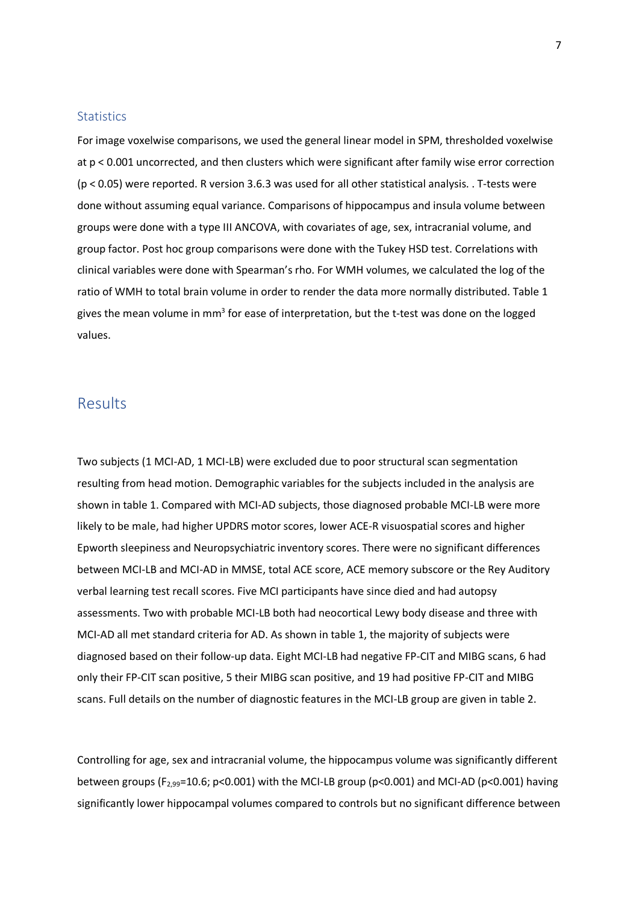### Statistics

For image voxelwise comparisons, we used the general linear model in SPM, thresholded voxelwise at $p < 0.001$ uncorrected, and then clusters which were significant after family wise error correction ($p < 0.05$) were reported. R version 3.6.3 was used for all other statistical analysis. . T-tests were done without assuming equal variance. Comparisons of hippocampus and insula volume between groups were done with a type III ANCOVA, with covariates of age, sex, intracranial volume, and group factor. Post hoc group comparisons were done with the Tukey HSD test. Correlations with clinical variables were done with Spearman's rho. For WMH volumes, we calculated the log of the ratio of WMH to total brain volume in order to render the data more normally distributed. Table 1 gives the mean volume in $mm^3$ for ease of interpretation, but the t-test was done on the logged values.

## Results

Two subjects (1 MCI-AD, 1 MCI-LB) were excluded due to poor structural scan segmentation resulting from head motion. Demographic variables for the subjects included in the analysis are shown in table 1. Compared with MCI-AD subjects, those diagnosed probable MCI-LB were more likely to be male, had higher UPDRS motor scores, lower ACE-R visuospatial scores and higher Epworth sleepiness and Neuropsychiatric inventory scores. There were no significant differences between MCI-LB and MCI-AD in MMSE, total ACE score, ACE memory subscore or the Rey Auditory verbal learning test recall scores. Five MCI participants have since died and had autopsy assessments. Two with probable MCI-LB both had neocortical Lewy body disease and three with MCI-AD all met standard criteria for AD. As shown in table 1, the majority of subjects were diagnosed based on their follow-up data. Eight MCI-LB had negative FP-CIT and MIBG scans, 6 had only their FP-CIT scan positive, 5 their MIBG scan positive, and 19 had positive FP-CIT and MIBG scans. Full details on the number of diagnostic features in the MCI-LB group are given in table 2.

Controlling for age, sex and intracranial volume, the hippocampus volume was significantly different between groups ($F_{2,99}=10.6$; $p<0.001$) with the MCI-LB group ($p<0.001$) and MCI-AD ($p<0.001$) having significantly lower hippocampal volumes compared to controls but no significant difference between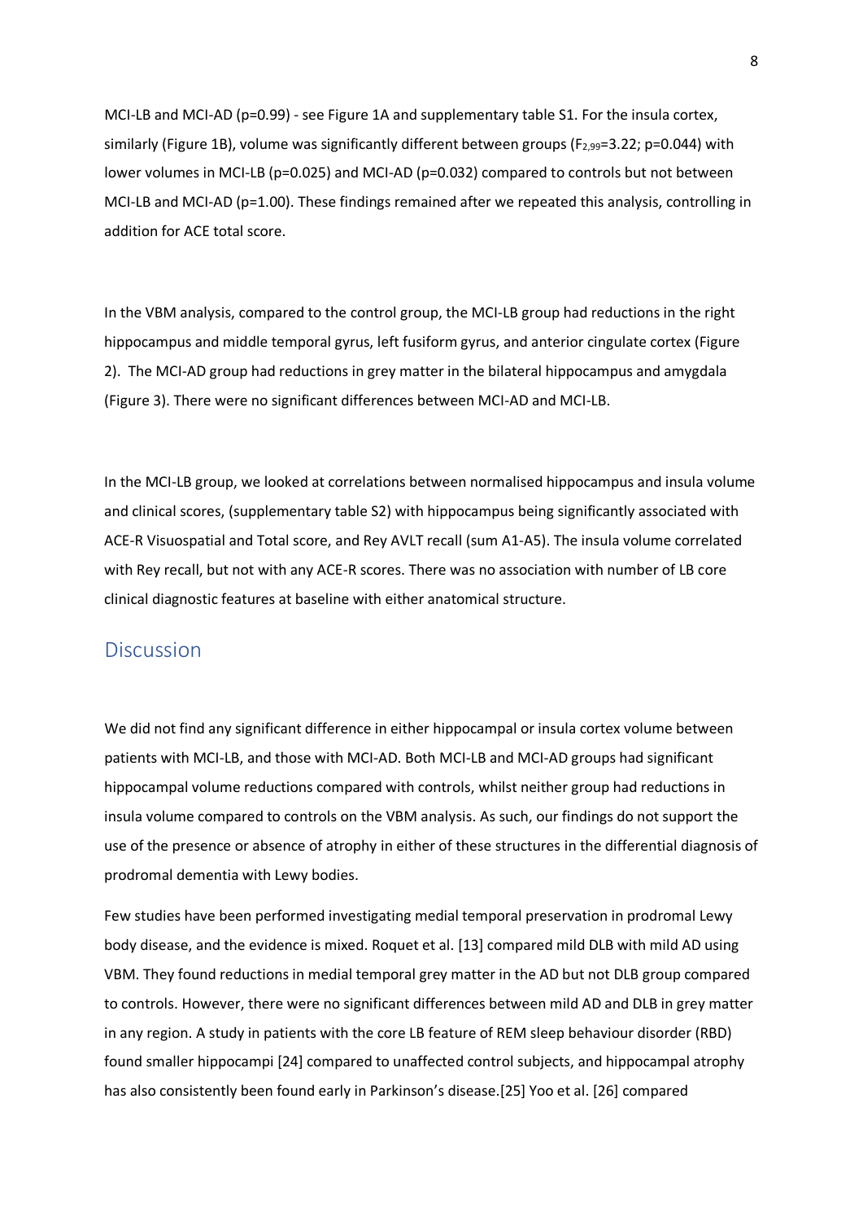MCI-LB and MCI-AD (p=0.99) - see Figure 1A and supplementary table S1. For the insula cortex, similarly (Figure 1B), volume was significantly different between groups ($F_{2,99}$=3.22; p=0.044) with lower volumes in MCI-LB (p=0.025) and MCI-AD (p=0.032) compared to controls but not between MCI-LB and MCI-AD (p=1.00). These findings remained after we repeated this analysis, controlling in addition for ACE total score.

In the VBM analysis, compared to the control group, the MCI-LB group had reductions in the right hippocampus and middle temporal gyrus, left fusiform gyrus, and anterior cingulate cortex (Figure 2). The MCI-AD group had reductions in grey matter in the bilateral hippocampus and amygdala (Figure 3). There were no significant differences between MCI-AD and MCI-LB.

In the MCI-LB group, we looked at correlations between normalised hippocampus and insula volume and clinical scores, (supplementary table S2) with hippocampus being significantly associated with ACE-R Visuospatial and Total score, and Rey AVLT recall (sum A1-A5). The insula volume correlated with Rey recall, but not with any ACE-R scores. There was no association with number of LB core clinical diagnostic features at baseline with either anatomical structure.

## Discussion

We did not find any significant difference in either hippocampal or insula cortex volume between patients with MCI-LB, and those with MCI-AD. Both MCI-LB and MCI-AD groups had significant hippocampal volume reductions compared with controls, whilst neither group had reductions in insula volume compared to controls on the VBM analysis. As such, our findings do not support the use of the presence or absence of atrophy in either of these structures in the differential diagnosis of prodromal dementia with Lewy bodies.

Few studies have been performed investigating medial temporal preservation in prodromal Lewy body disease, and the evidence is mixed. Roquet et al. [13] compared mild DLB with mild AD using VBM. They found reductions in medial temporal grey matter in the AD but not DLB group compared to controls. However, there were no significant differences between mild AD and DLB in grey matter in any region. A study in patients with the core LB feature of REM sleep behaviour disorder (RBD) found smaller hippocampi [24] compared to unaffected control subjects, and hippocampal atrophy has also consistently been found early in Parkinson's disease.[25] Yoo et al. [26] compared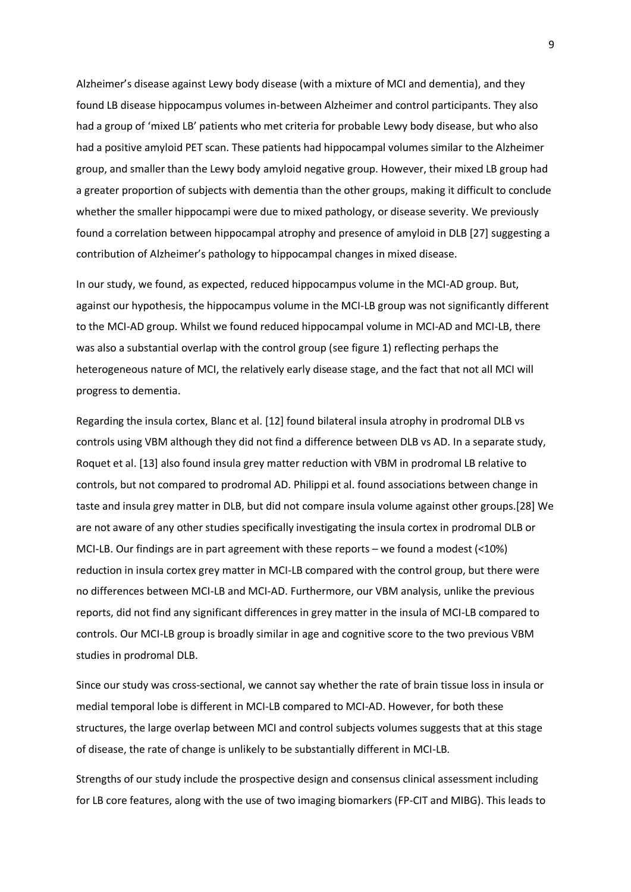Alzheimer's disease against Lewy body disease (with a mixture of MCI and dementia), and they found LB disease hippocampus volumes in-between Alzheimer and control participants. They also had a group of 'mixed LB' patients who met criteria for probable Lewy body disease, but who also had a positive amyloid PET scan. These patients had hippocampal volumes similar to the Alzheimer group, and smaller than the Lewy body amyloid negative group. However, their mixed LB group had a greater proportion of subjects with dementia than the other groups, making it difficult to conclude whether the smaller hippocampi were due to mixed pathology, or disease severity. We previously found a correlation between hippocampal atrophy and presence of amyloid in DLB [27] suggesting a contribution of Alzheimer's pathology to hippocampal changes in mixed disease.

In our study, we found, as expected, reduced hippocampus volume in the MCI-AD group. But, against our hypothesis, the hippocampus volume in the MCI-LB group was not significantly different to the MCI-AD group. Whilst we found reduced hippocampal volume in MCI-AD and MCI-LB, there was also a substantial overlap with the control group (see figure 1) reflecting perhaps the heterogeneous nature of MCI, the relatively early disease stage, and the fact that not all MCI will progress to dementia.

Regarding the insula cortex, Blanc et al. [12] found bilateral insula atrophy in prodromal DLB vs controls using VBM although they did not find a difference between DLB vs AD. In a separate study, Roquet et al. [13] also found insula grey matter reduction with VBM in prodromal LB relative to controls, but not compared to prodromal AD. Philippi et al. found associations between change in taste and insula grey matter in DLB, but did not compare insula volume against other groups.[28] We are not aware of any other studies specifically investigating the insula cortex in prodromal DLB or MCI-LB. Our findings are in part agreement with these reports – we found a modest (<10%) reduction in insula cortex grey matter in MCI-LB compared with the control group, but there were no differences between MCI-LB and MCI-AD. Furthermore, our VBM analysis, unlike the previous reports, did not find any significant differences in grey matter in the insula of MCI-LB compared to controls. Our MCI-LB group is broadly similar in age and cognitive score to the two previous VBM studies in prodromal DLB.

Since our study was cross-sectional, we cannot say whether the rate of brain tissue loss in insula or medial temporal lobe is different in MCI-LB compared to MCI-AD. However, for both these structures, the large overlap between MCI and control subjects volumes suggests that at this stage of disease, the rate of change is unlikely to be substantially different in MCI-LB.

Strengths of our study include the prospective design and consensus clinical assessment including for LB core features, along with the use of two imaging biomarkers (FP-CIT and MIBG). This leads to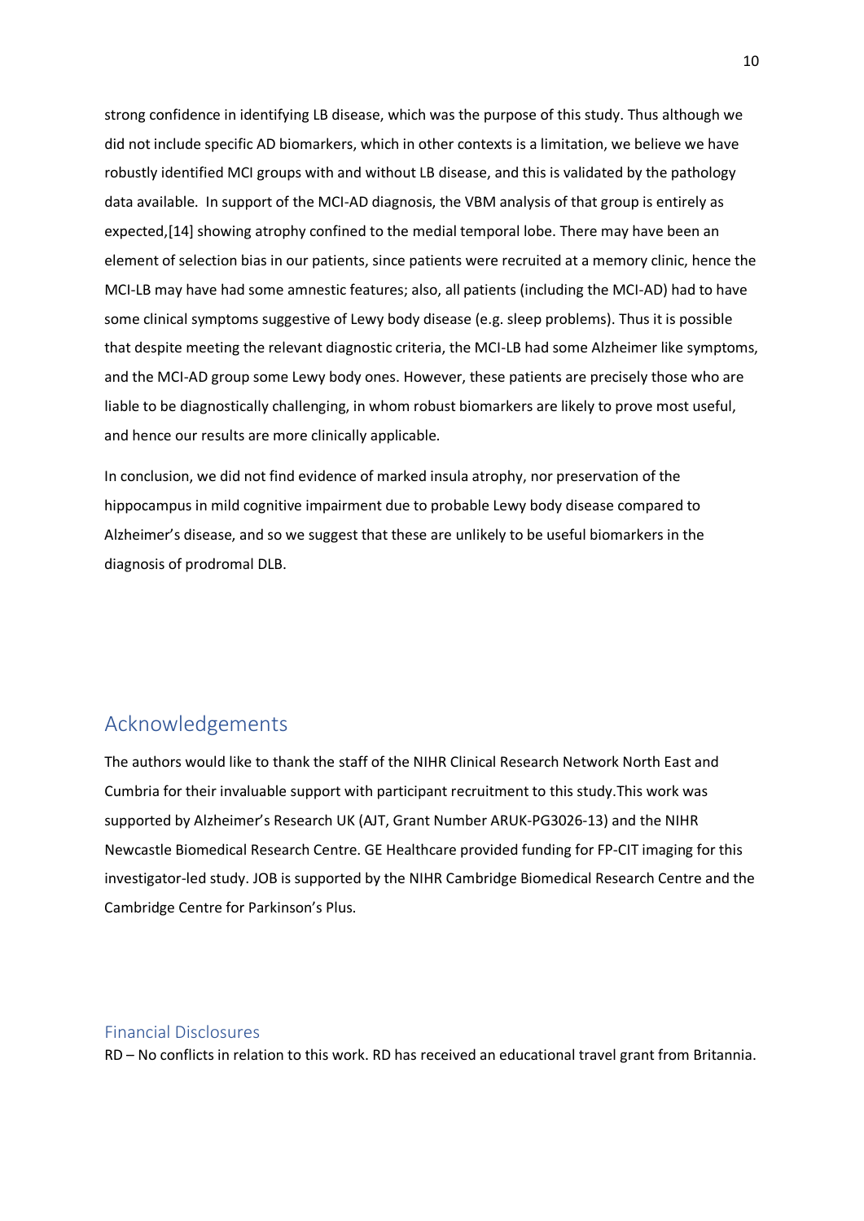strong confidence in identifying LB disease, which was the purpose of this study. Thus although we did not include specific AD biomarkers, which in other contexts is a limitation, we believe we have robustly identified MCI groups with and without LB disease, and this is validated by the pathology data available. In support of the MCI-AD diagnosis, the VBM analysis of that group is entirely as expected,[14] showing atrophy confined to the medial temporal lobe. There may have been an element of selection bias in our patients, since patients were recruited at a memory clinic, hence the MCI-LB may have had some amnestic features; also, all patients (including the MCI-AD) had to have some clinical symptoms suggestive of Lewy body disease (e.g. sleep problems). Thus it is possible that despite meeting the relevant diagnostic criteria, the MCI-LB had some Alzheimer like symptoms, and the MCI-AD group some Lewy body ones. However, these patients are precisely those who are liable to be diagnostically challenging, in whom robust biomarkers are likely to prove most useful, and hence our results are more clinically applicable.

In conclusion, we did not find evidence of marked insula atrophy, nor preservation of the hippocampus in mild cognitive impairment due to probable Lewy body disease compared to Alzheimer's disease, and so we suggest that these are unlikely to be useful biomarkers in the diagnosis of prodromal DLB.

# Acknowledgements

The authors would like to thank the staff of the NIHR Clinical Research Network North East and Cumbria for their invaluable support with participant recruitment to this study.This work was supported by Alzheimer's Research UK (AJT, Grant Number ARUK-PG3026-13) and the NIHR Newcastle Biomedical Research Centre. GE Healthcare provided funding for FP-CIT imaging for this investigator-led study. JOB is supported by the NIHR Cambridge Biomedical Research Centre and the Cambridge Centre for Parkinson's Plus.

## Financial Disclosures

RD – No conflicts in relation to this work. RD has received an educational travel grant from Britannia.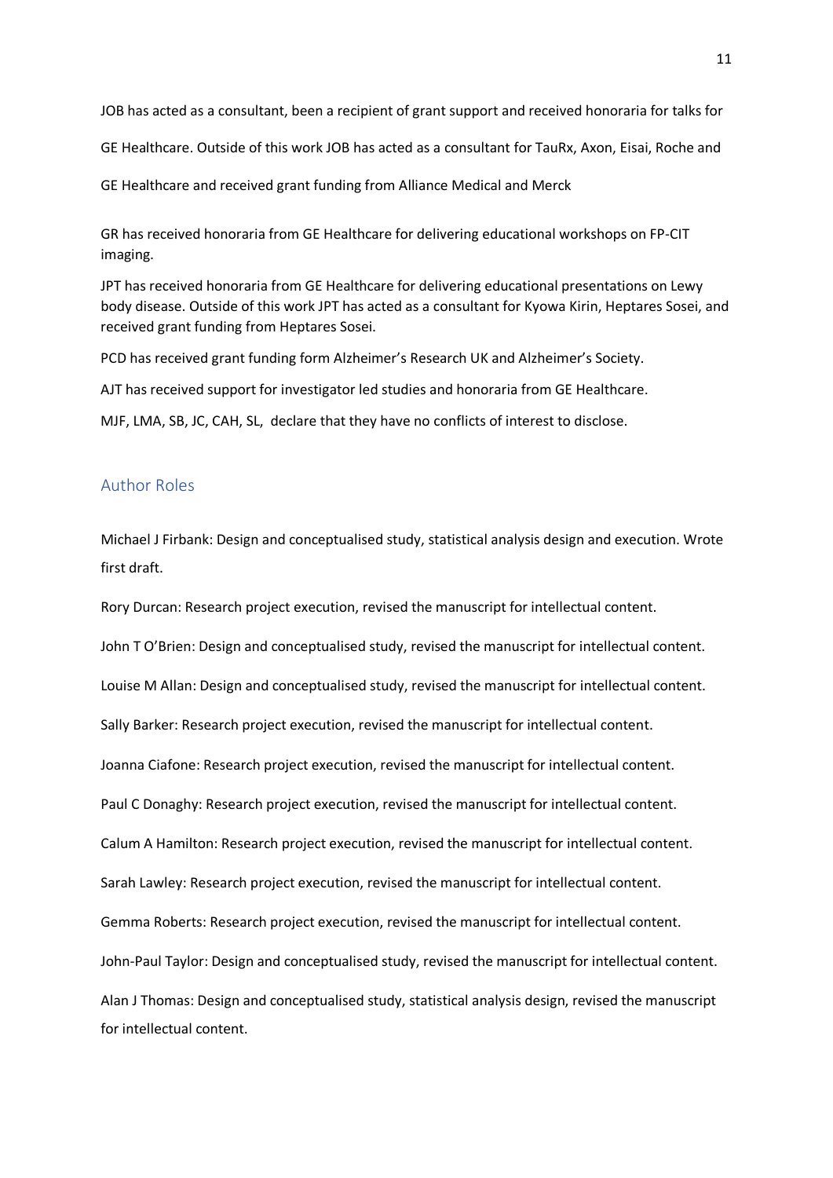JOB has acted as a consultant, been a recipient of grant support and received honoraria for talks for GE Healthcare. Outside of this work JOB has acted as a consultant for TauRx, Axon, Eisai, Roche and GE Healthcare and received grant funding from Alliance Medical and Merck

GR has received honoraria from GE Healthcare for delivering educational workshops on FP-CIT imaging.

JPT has received honoraria from GE Healthcare for delivering educational presentations on Lewy body disease. Outside of this work JPT has acted as a consultant for Kyowa Kirin, Heptares Sosei, and received grant funding from Heptares Sosei.

PCD has received grant funding form Alzheimer's Research UK and Alzheimer's Society.

AJT has received support for investigator led studies and honoraria from GE Healthcare.

MJF, LMA, SB, JC, CAH, SL, declare that they have no conflicts of interest to disclose.

## Author Roles

Michael J Firbank: Design and conceptualised study, statistical analysis design and execution. Wrote first draft.

Rory Durcan: Research project execution, revised the manuscript for intellectual content.

John T O'Brien: Design and conceptualised study, revised the manuscript for intellectual content.

Louise M Allan: Design and conceptualised study, revised the manuscript for intellectual content.

Sally Barker: Research project execution, revised the manuscript for intellectual content.

Joanna Ciafone: Research project execution, revised the manuscript for intellectual content.

Paul C Donaghy: Research project execution, revised the manuscript for intellectual content.

Calum A Hamilton: Research project execution, revised the manuscript for intellectual content.

Sarah Lawley: Research project execution, revised the manuscript for intellectual content.

Gemma Roberts: Research project execution, revised the manuscript for intellectual content.

John-Paul Taylor: Design and conceptualised study, revised the manuscript for intellectual content.

Alan J Thomas: Design and conceptualised study, statistical analysis design, revised the manuscript for intellectual content.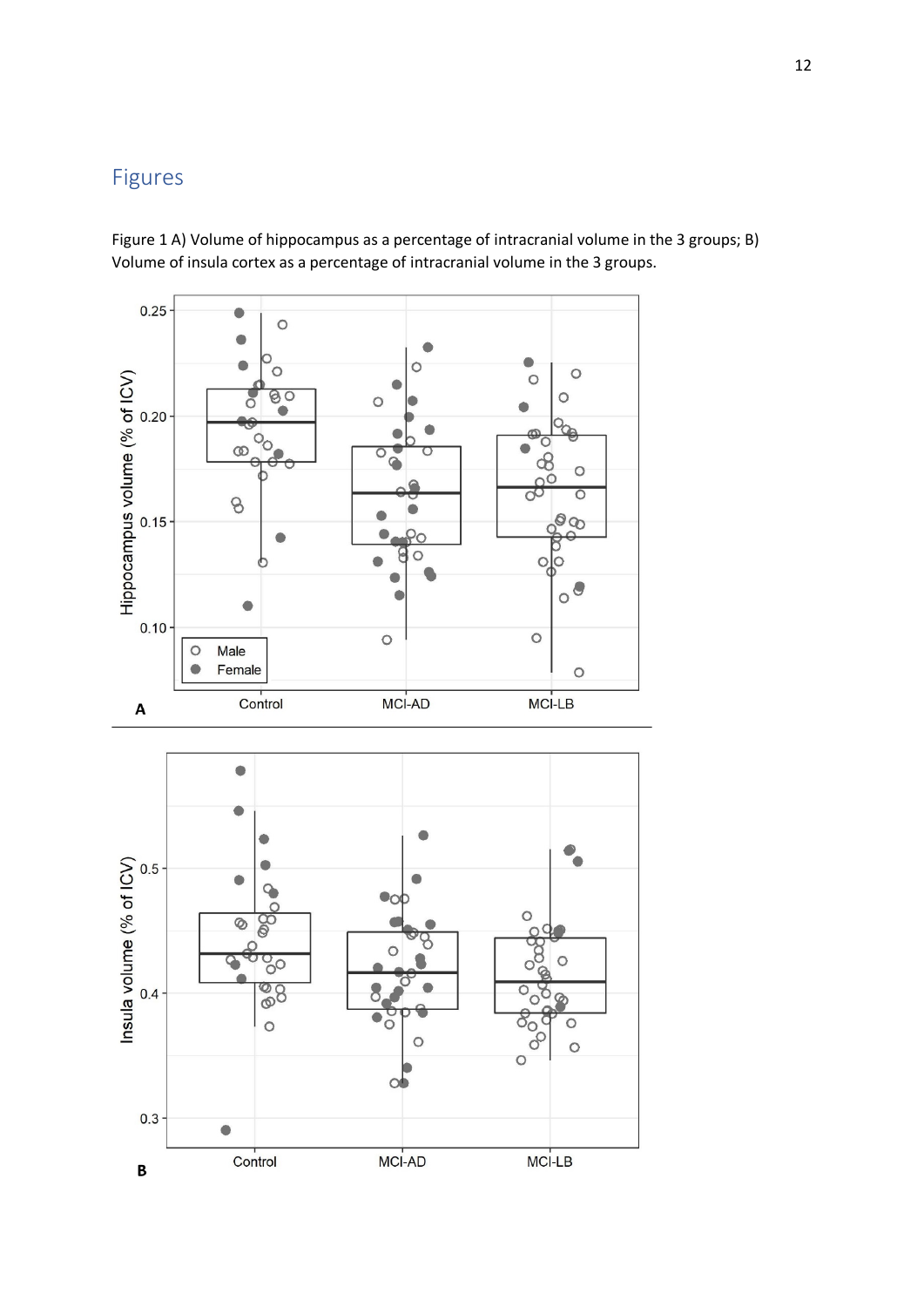## Figures

Figure 1 A) Volume of hippocampus as a percentage of intracranial volume in the 3 groups; B) Volume of insula cortex as a percentage of intracranial volume in the 3 groups.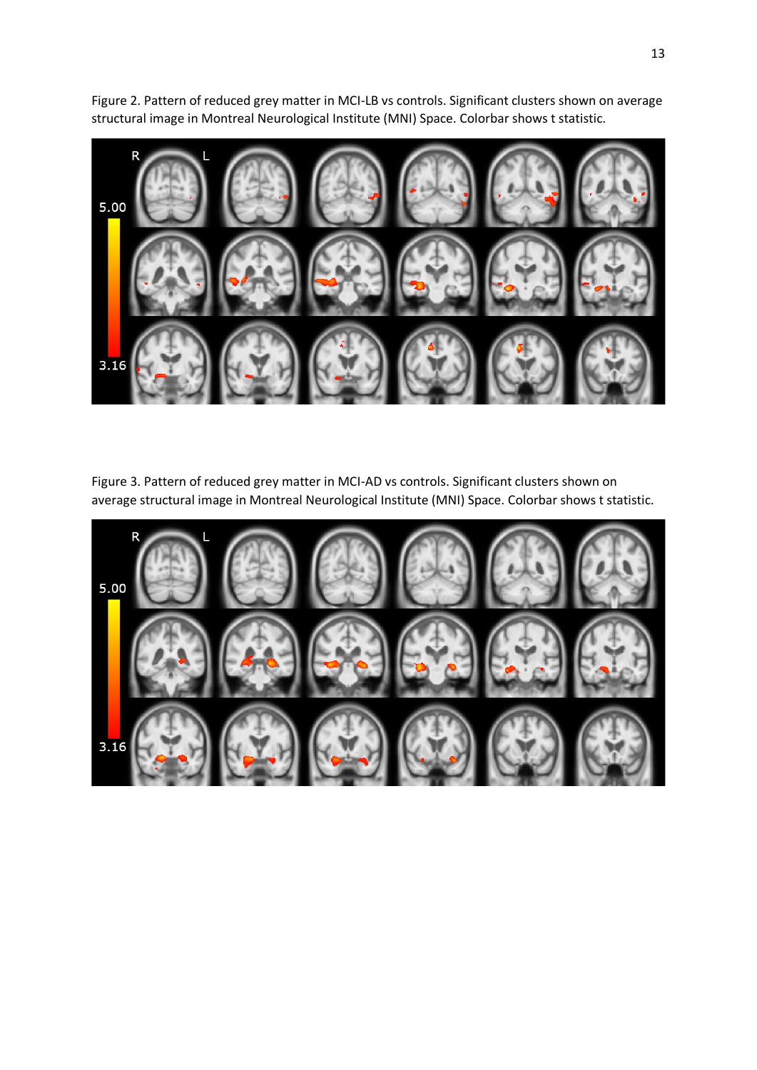Figure 2. Pattern of reduced grey matter in MCI-LB vs controls. Significant clusters shown on average structural image in Montreal Neurological Institute (MNI) Space. Colorbar shows t statistic.

Figure 3. Pattern of reduced grey matter in MCI-AD vs controls. Significant clusters shown on average structural image in Montreal Neurological Institute (MNI) Space. Colorbar shows t statistic.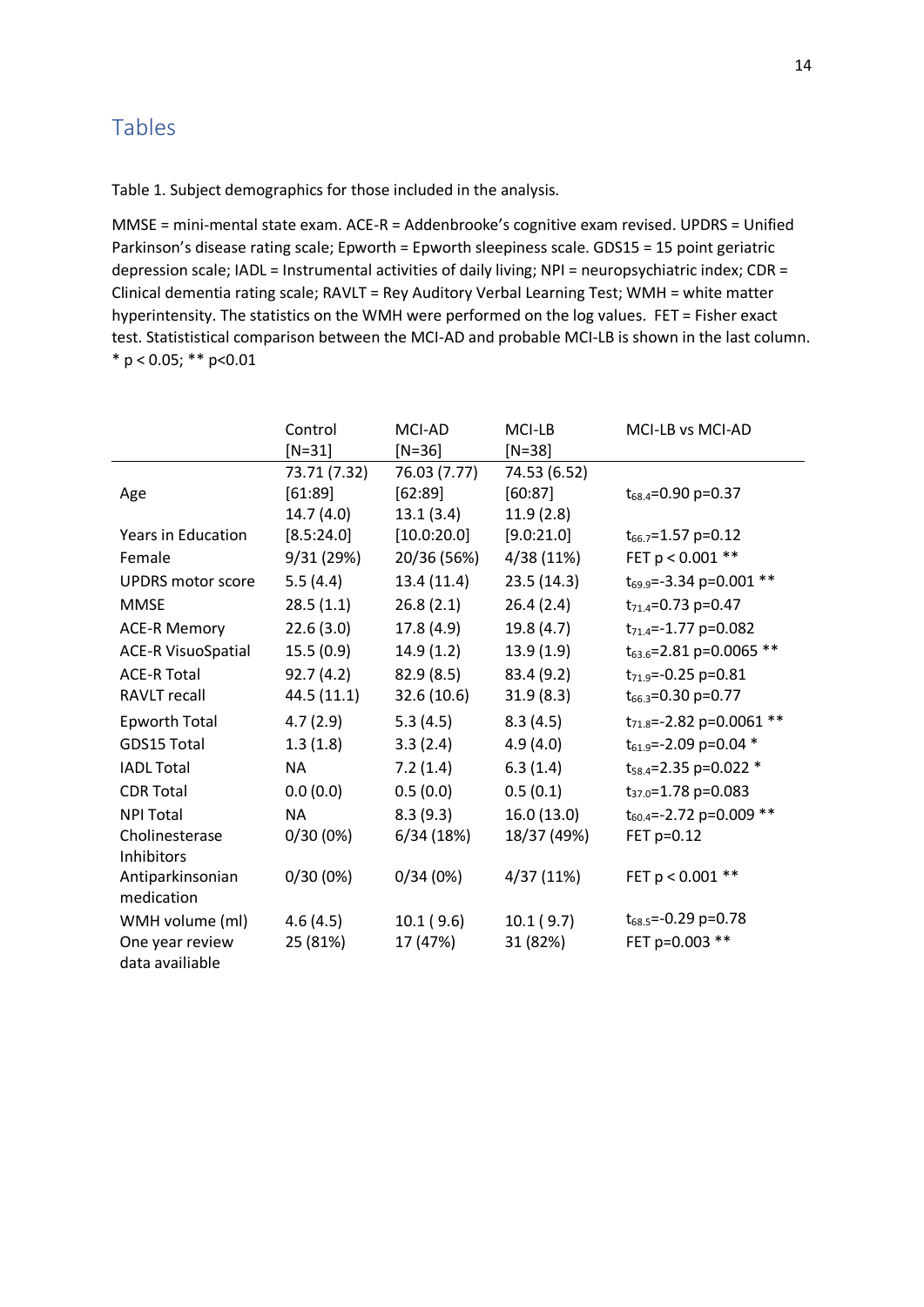## Tables

Table 1. Subject demographics for those included in the analysis.

MMSE = mini-mental state exam. ACE-R = Addenbrooke's cognitive exam revised. UPDRS = Unified Parkinson's disease rating scale; Epworth = Epworth sleepiness scale. GDS15 = 15 point geriatric depression scale; IADL = Instrumental activities of daily living; NPI = neuropsychiatric index; CDR = Clinical dementia rating scale; RAVLT = Rey Auditory Verbal Learning Test; WMH = white matter hyperintensity. The statistics on the WMH were performed on the log values. FET = Fisher exact test. Statistical comparison between the MCI-AD and probable MCI-LB is shown in the last column. * p < 0.05; ** p<0.01

| | Control [N=31] | MCI-AD [N=36] | MCI-LB [N=38] | MCI-LB vs MCI-AD |
|---|---|---|---|---|
| Age | 73.71 (7.32) [61:89] | 76.03 (7.77) [62:89] | 74.53 (6.52) [60:87] | $t_{68.4}$=0.90 p=0.37 |
| Years in Education | 14.7 (4.0) [8.5:24.0] | 13.1 (3.4) [10.0:20.0] | 11.9 (2.8) [9.0:21.0] | $t_{66.7}$=1.57 p=0.12 |
| Female | 9/31 (29%) | 20/36 (56%) | 4/38 (11%) | FET p < 0.001 ** |
| UPDRS motor score | 5.5 (4.4) | 13.4 (11.4) | 23.5 (14.3) | $t_{69.9}$=-3.34 p=0.001 ** |
| MMSE | 28.5 (1.1) | 26.8 (2.1) | 26.4 (2.4) | $t_{71.4}$=0.73 p=0.47 |
| ACE-R Memory | 22.6 (3.0) | 17.8 (4.9) | 19.8 (4.7) | $t_{71.4}$=-1.77 p=0.082 |
| ACE-R VisuoSpatial | 15.5 (0.9) | 14.9 (1.2) | 13.9 (1.9) | $t_{63.6}$=2.81 p=0.0065 ** |
| ACE-R Total | 92.7 (4.2) | 82.9 (8.5) | 83.4 (9.2) | $t_{71.9}$=-0.25 p=0.81 |
| RAVLT recall | 44.5 (11.1) | 32.6 (10.6) | 31.9 (8.3) | $t_{66.3}$=0.30 p=0.77 |
| Epworth Total | 4.7 (2.9) | 5.3 (4.5) | 8.3 (4.5) | $t_{71.8}$=-2.82 p=0.0061 ** |
| GDS15 Total | 1.3 (1.8) | 3.3 (2.4) | 4.9 (4.0) | $t_{61.9}$=-2.09 p=0.04 * |
| IADL Total | NA | 7.2 (1.4) | 6.3 (1.4) | $t_{58.4}$=2.35 p=0.022 * |
| CDR Total | 0.0 (0.0) | 0.5 (0.0) | 0.5 (0.1) | $t_{37.0}$=1.78 p=0.083 |
| NPI Total | NA | 8.3 (9.3) | 16.0 (13.0) | $t_{60.4}$=-2.72 p=0.009 ** |
| Cholinesterase Inhibitors | 0/30 (0%) | 6/34 (18%) | 18/37 (49%) | FET p=0.12 |
| Antiparkinsonian medication | 0/30 (0%) | 0/34 (0%) | 4/37 (11%) | FET p < 0.001 ** |
| WMH volume (ml) | 4.6 (4.5) | 10.1 ( 9.6) | 10.1 ( 9.7) | $t_{68.5}$=-0.29 p=0.78 |
| One year review data availiable | 25 (81%) | 17 (47%) | 31 (82%) | FET p=0.003 ** |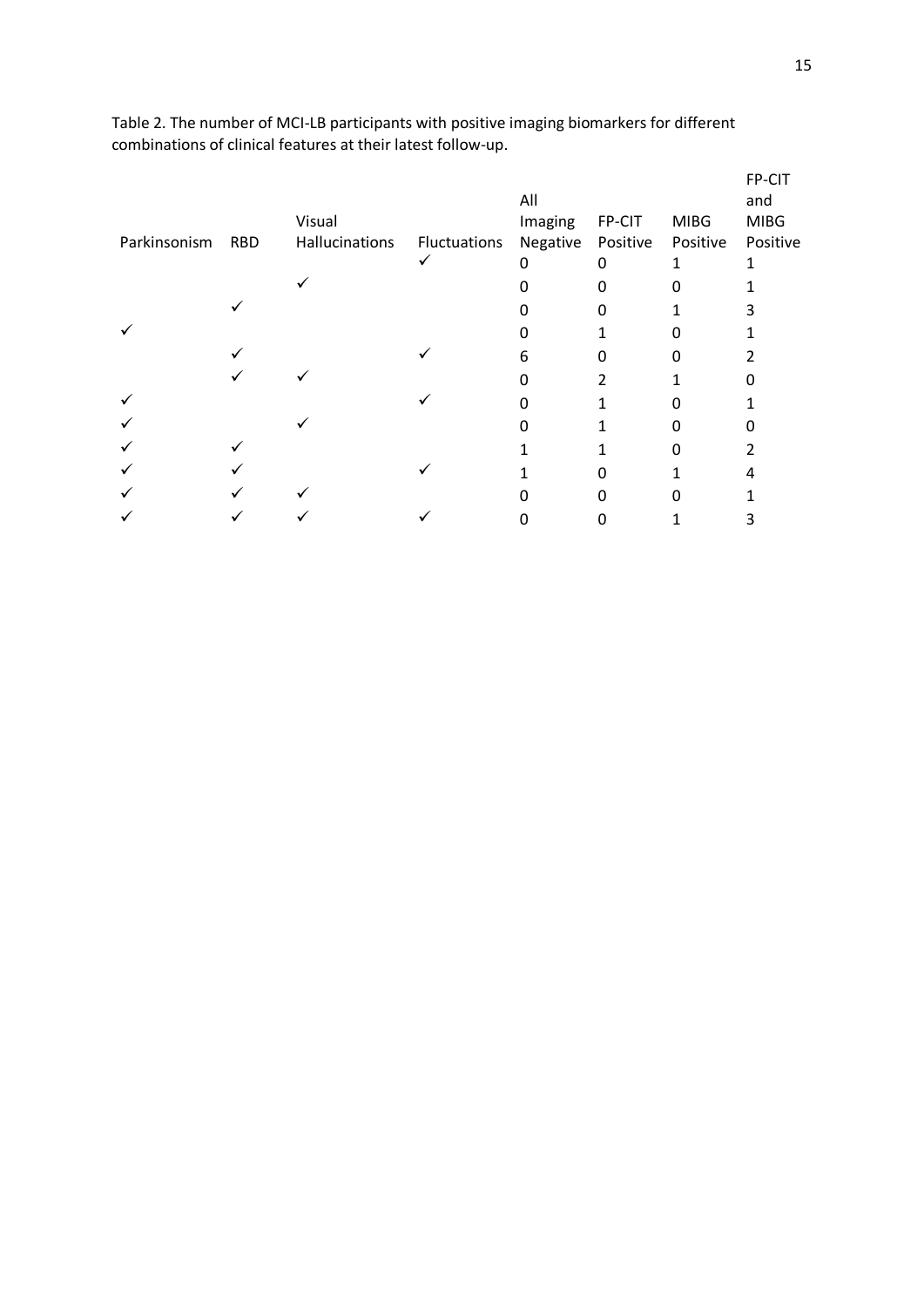Table 2. The number of MCI-LB participants with positive imaging biomarkers for different combinations of clinical features at their latest follow-up.

| Parkinsonism | RBD | Visual Hallucinations | Fluctuations | All Imaging Negative | FP-CIT Positive | MIBG Positive | FP-CIT and MIBG Positive |
|---|---|---|---|---|---|---|---|
| | | | ✓ | 0 | 0 | 1 | 1 |
| | | ✓ | | 0 | 0 | 0 | 1 |
| | ✓ | | | 0 | 0 | 1 | 3 |
| ✓ | | | | 0 | 1 | 0 | 1 |
| | ✓ | | ✓ | 6 | 0 | 0 | 2 |
| | ✓ | ✓ | | 0 | 2 | 1 | 0 |
| ✓ | | | ✓ | 0 | 1 | 0 | 1 |
| ✓ | | ✓ | | 0 | 1 | 0 | 0 |
| ✓ | ✓ | | | 1 | 1 | 0 | 2 |
| ✓ | ✓ | | ✓ | 1 | 0 | 1 | 4 |
| ✓ | ✓ | ✓ | | 0 | 0 | 0 | 1 |
| ✓ | ✓ | ✓ | ✓ | 0 | 0 | 1 | 3 |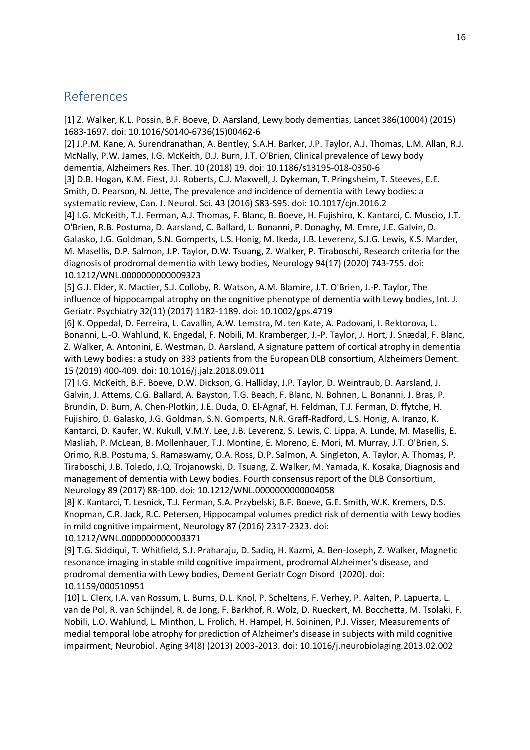## References

[1] Z. Walker, K.L. Possin, B.F. Boeve, D. Aarsland, Lewy body dementias, Lancet 386(10004) (2015) 1683-1697. doi: 10.1016/S0140-6736(15)00462-6

[2] J.P.M. Kane, A. Surendranathan, A. Bentley, S.A.H. Barker, J.P. Taylor, A.J. Thomas, L.M. Allan, R.J. McNally, P.W. James, I.G. McKeith, D.J. Burn, J.T. O'Brien, Clinical prevalence of Lewy body dementia, Alzheimers Res. Ther. 10 (2018) 19. doi: 10.1186/s13195-018-0350-6

[3] D.B. Hogan, K.M. Fiest, J.I. Roberts, C.J. Maxwell, J. Dykeman, T. Pringsheim, T. Steeves, E.E. Smith, D. Pearson, N. Jette, The prevalence and incidence of dementia with Lewy bodies: a systematic review, Can. J. Neurol. Sci. 43 (2016) S83-S95. doi: 10.1017/cjn.2016.2

[4] I.G. McKeith, T.J. Ferman, A.J. Thomas, F. Blanc, B. Boeve, H. Fujishiro, K. Kantarci, C. Muscio, J.T. O'Brien, R.B. Postuma, D. Aarsland, C. Ballard, L. Bonanni, P. Donaghy, M. Emre, J.E. Galvin, D. Galasko, J.G. Goldman, S.N. Gomperts, L.S. Honig, M. Ikeda, J.B. Leverenz, S.J.G. Lewis, K.S. Marder, M. Masellis, D.P. Salmon, J.P. Taylor, D.W. Tsuang, Z. Walker, P. Tiraboschi, Research criteria for the diagnosis of prodromal dementia with Lewy bodies, Neurology 94(17) (2020) 743-755. doi: 10.1212/WNL.0000000000009323

[5] G.J. Elder, K. Mactier, S.J. Colloby, R. Watson, A.M. Blamire, J.T. O'Brien, J.-P. Taylor, The influence of hippocampal atrophy on the cognitive phenotype of dementia with Lewy bodies, Int. J. Geriatr. Psychiatry 32(11) (2017) 1182-1189. doi: 10.1002/gps.4719

[6] K. Oppedal, D. Ferreira, L. Cavallin, A.W. Lemstra, M. ten Kate, A. Padovani, I. Rektorova, L. Bonanni, L.-O. Wahlund, K. Engedal, F. Nobili, M. Kramberger, J.-P. Taylor, J. Hort, J. Snædal, F. Blanc, Z. Walker, A. Antonini, E. Westman, D. Aarsland, A signature pattern of cortical atrophy in dementia with Lewy bodies: a study on 333 patients from the European DLB consortium, Alzheimers Dement. 15 (2019) 400-409. doi: 10.1016/j.jalz.2018.09.011

[7] I.G. McKeith, B.F. Boeve, D.W. Dickson, G. Halliday, J.P. Taylor, D. Weintraub, D. Aarsland, J. Galvin, J. Attems, C.G. Ballard, A. Bayston, T.G. Beach, F. Blanc, N. Bohnen, L. Bonanni, J. Bras, P. Brundin, D. Burn, A. Chen-Plotkin, J.E. Duda, O. El-Agnaf, H. Feldman, T.J. Ferman, D. ffytche, H. Fujishiro, D. Galasko, J.G. Goldman, S.N. Gomperts, N.R. Graff-Radford, L.S. Honig, A. Iranzo, K. Kantarci, D. Kaufer, W. Kukull, V.M.Y. Lee, J.B. Leverenz, S. Lewis, C. Lippa, A. Lunde, M. Masellis, E. Masliah, P. McLean, B. Mollenhauer, T.J. Montine, E. Moreno, E. Mori, M. Murray, J.T. O'Brien, S. Orimo, R.B. Postuma, S. Ramaswamy, O.A. Ross, D.P. Salmon, A. Singleton, A. Taylor, A. Thomas, P. Tiraboschi, J.B. Toledo, J.Q. Trojanowski, D. Tsuang, Z. Walker, M. Yamada, K. Kosaka, Diagnosis and management of dementia with Lewy bodies. Fourth consensus report of the DLB Consortium, Neurology 89 (2017) 88-100. doi: 10.1212/WNL.0000000000004058

[8] K. Kantarci, T. Lesnick, T.J. Ferman, S.A. Przybelski, B.F. Boeve, G.E. Smith, W.K. Kremers, D.S. Knopman, C.R. Jack, R.C. Petersen, Hippocampal volumes predict risk of dementia with Lewy bodies in mild cognitive impairment, Neurology 87 (2016) 2317-2323. doi: 10.1212/WNL.0000000000003371

[9] T.G. Siddiqui, T. Whitfield, S.J. Praharaju, D. Sadiq, H. Kazmi, A. Ben-Joseph, Z. Walker, Magnetic resonance imaging in stable mild cognitive impairment, prodromal Alzheimer's disease, and prodromal dementia with Lewy bodies, Dement Geriatr Cogn Disord (2020). doi: 10.1159/000510951

[10] L. Clerx, I.A. van Rossum, L. Burns, D.L. Knol, P. Scheltens, F. Verhey, P. Aalten, P. Lapuerta, L. van de Pol, R. van Schijndel, R. de Jong, F. Barkhof, R. Wolz, D. Rueckert, M. Bocchetta, M. Tsolaki, F. Nobili, L.O. Wahlund, L. Minthon, L. Frolich, H. Hampel, H. Soininen, P.J. Visser, Measurements of medial temporal lobe atrophy for prediction of Alzheimer's disease in subjects with mild cognitive impairment, Neurobiol. Aging 34(8) (2013) 2003-2013. doi: 10.1016/j.neurobiolaging.2013.02.002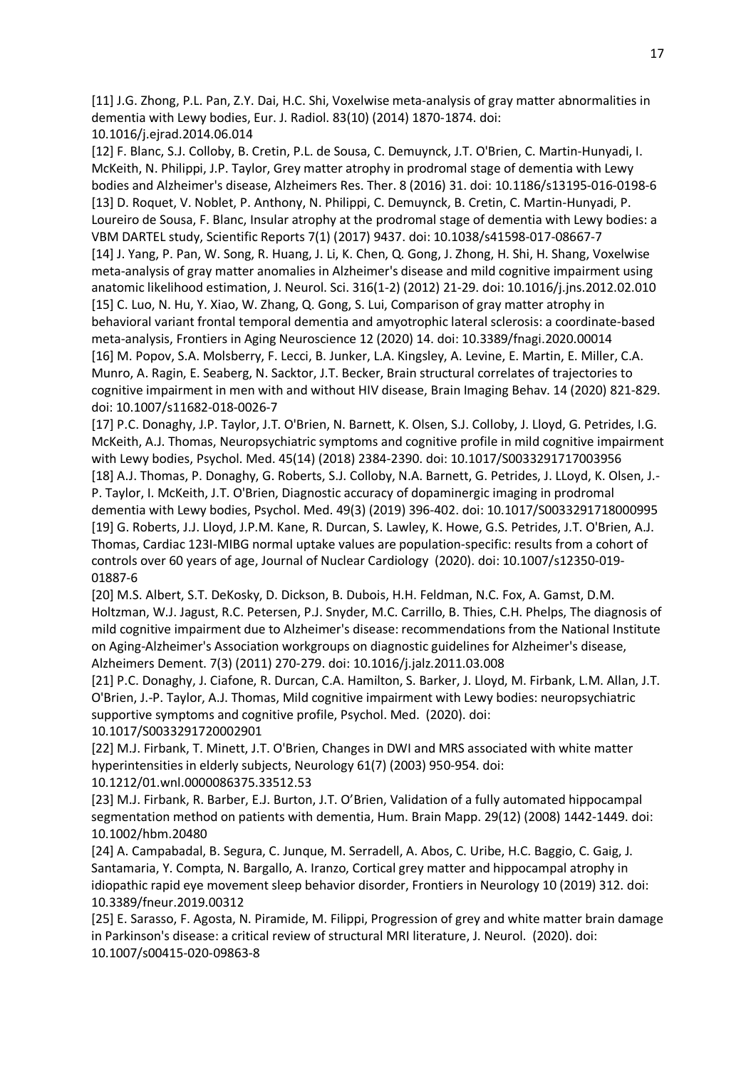[11] J.G. Zhong, P.L. Pan, Z.Y. Dai, H.C. Shi, Voxelwise meta-analysis of gray matter abnormalities in dementia with Lewy bodies, Eur. J. Radiol. 83(10) (2014) 1870-1874. doi: 10.1016/j.ejrad.2014.06.014

[12] F. Blanc, S.J. Colloby, B. Cretin, P.L. de Sousa, C. Demuynck, J.T. O'Brien, C. Martin-Hunyadi, I. McKeith, N. Philippi, J.P. Taylor, Grey matter atrophy in prodromal stage of dementia with Lewy bodies and Alzheimer's disease, Alzheimers Res. Ther. 8 (2016) 31. doi: 10.1186/s13195-016-0198-6

[13] D. Roquet, V. Noblet, P. Anthony, N. Philippi, C. Demuynck, B. Cretin, C. Martin-Hunyadi, P. Loureiro de Sousa, F. Blanc, Insular atrophy at the prodromal stage of dementia with Lewy bodies: a VBM DARTEL study, Scientific Reports 7(1) (2017) 9437. doi: 10.1038/s41598-017-08667-7

[14] J. Yang, P. Pan, W. Song, R. Huang, J. Li, K. Chen, Q. Gong, J. Zhong, H. Shi, H. Shang, Voxelwise meta-analysis of gray matter anomalies in Alzheimer's disease and mild cognitive impairment using anatomic likelihood estimation, J. Neurol. Sci. 316(1-2) (2012) 21-29. doi: 10.1016/j.jns.2012.02.010

[15] C. Luo, N. Hu, Y. Xiao, W. Zhang, Q. Gong, S. Lui, Comparison of gray matter atrophy in behavioral variant frontal temporal dementia and amyotrophic lateral sclerosis: a coordinate-based meta-analysis, Frontiers in Aging Neuroscience 12 (2020) 14. doi: 10.3389/fnagi.2020.00014

[16] M. Popov, S.A. Molsberry, F. Lecci, B. Junker, L.A. Kingsley, A. Levine, E. Martin, E. Miller, C.A. Munro, A. Ragin, E. Seaberg, N. Sacktor, J.T. Becker, Brain structural correlates of trajectories to cognitive impairment in men with and without HIV disease, Brain Imaging Behav. 14 (2020) 821-829. doi: 10.1007/s11682-018-0026-7

[17] P.C. Donaghy, J.P. Taylor, J.T. O'Brien, N. Barnett, K. Olsen, S.J. Colloby, J. Lloyd, G. Petrides, I.G. McKeith, A.J. Thomas, Neuropsychiatric symptoms and cognitive profile in mild cognitive impairment with Lewy bodies, Psychol. Med. 45(14) (2018) 2384-2390. doi: 10.1017/S0033291717003956

[18] A.J. Thomas, P. Donaghy, G. Roberts, S.J. Colloby, N.A. Barnett, G. Petrides, J. LLoyd, K. Olsen, J.-P. Taylor, I. McKeith, J.T. O'Brien, Diagnostic accuracy of dopaminergic imaging in prodromal dementia with Lewy bodies, Psychol. Med. 49(3) (2019) 396-402. doi: 10.1017/S0033291718000995

[19] G. Roberts, J.J. Lloyd, J.P.M. Kane, R. Durcan, S. Lawley, K. Howe, G.S. Petrides, J.T. O'Brien, A.J. Thomas, Cardiac 123I-MIBG normal uptake values are population-specific: results from a cohort of controls over 60 years of age, Journal of Nuclear Cardiology (2020). doi: 10.1007/s12350-019-01887-6

[20] M.S. Albert, S.T. DeKosky, D. Dickson, B. Dubois, H.H. Feldman, N.C. Fox, A. Gamst, D.M. Holtzman, W.J. Jagust, R.C. Petersen, P.J. Snyder, M.C. Carrillo, B. Thies, C.H. Phelps, The diagnosis of mild cognitive impairment due to Alzheimer's disease: recommendations from the National Institute on Aging-Alzheimer's Association workgroups on diagnostic guidelines for Alzheimer's disease, Alzheimers Dement. 7(3) (2011) 270-279. doi: 10.1016/j.jalz.2011.03.008

[21] P.C. Donaghy, J. Ciafone, R. Durcan, C.A. Hamilton, S. Barker, J. Lloyd, M. Firbank, L.M. Allan, J.T. O'Brien, J.-P. Taylor, A.J. Thomas, Mild cognitive impairment with Lewy bodies: neuropsychiatric supportive symptoms and cognitive profile, Psychol. Med. (2020). doi: 10.1017/S0033291720002901

[22] M.J. Firbank, T. Minett, J.T. O'Brien, Changes in DWI and MRS associated with white matter hyperintensities in elderly subjects, Neurology 61(7) (2003) 950-954. doi: 10.1212/01.wnl.0000086375.33512.53

[23] M.J. Firbank, R. Barber, E.J. Burton, J.T. O'Brien, Validation of a fully automated hippocampal segmentation method on patients with dementia, Hum. Brain Mapp. 29(12) (2008) 1442-1449. doi: 10.1002/hbm.20480

[24] A. Campabadal, B. Segura, C. Junque, M. Serradell, A. Abos, C. Uribe, H.C. Baggio, C. Gaig, J. Santamaria, Y. Compta, N. Bargallo, A. Iranzo, Cortical grey matter and hippocampal atrophy in idiopathic rapid eye movement sleep behavior disorder, Frontiers in Neurology 10 (2019) 312. doi: 10.3389/fneur.2019.00312

[25] E. Sarasso, F. Agosta, N. Piramide, M. Filippi, Progression of grey and white matter brain damage in Parkinson's disease: a critical review of structural MRI literature, J. Neurol. (2020). doi: 10.1007/s00415-020-09863-8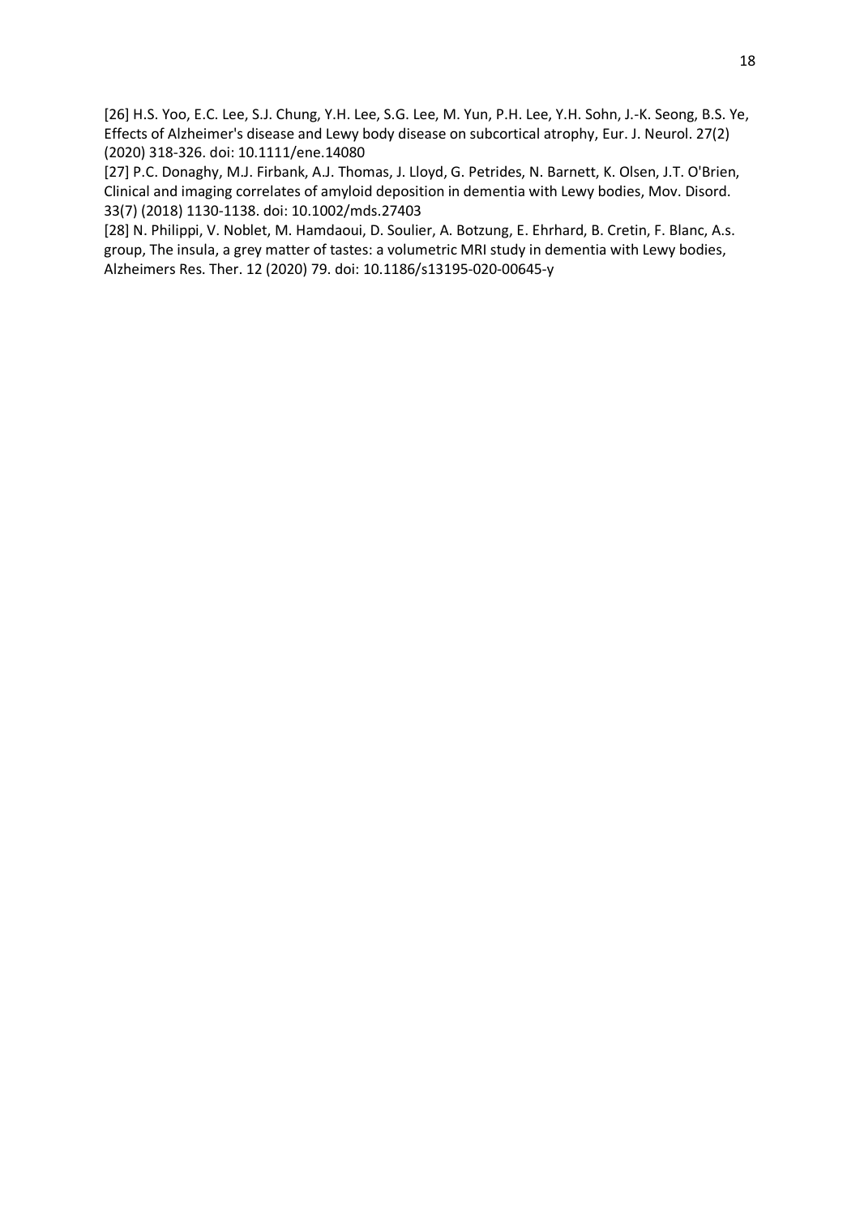[26] H.S. Yoo, E.C. Lee, S.J. Chung, Y.H. Lee, S.G. Lee, M. Yun, P.H. Lee, Y.H. Sohn, J.-K. Seong, B.S. Ye, Effects of Alzheimer's disease and Lewy body disease on subcortical atrophy, Eur. J. Neurol. 27(2) (2020) 318-326. doi: 10.1111/ene.14080

[27] P.C. Donaghy, M.J. Firbank, A.J. Thomas, J. Lloyd, G. Petrides, N. Barnett, K. Olsen, J.T. O'Brien, Clinical and imaging correlates of amyloid deposition in dementia with Lewy bodies, Mov. Disord. 33(7) (2018) 1130-1138. doi: 10.1002/mds.27403

[28] N. Philippi, V. Noblet, M. Hamdaoui, D. Soulier, A. Botzung, E. Ehrhard, B. Cretin, F. Blanc, A.s. group, The insula, a grey matter of tastes: a volumetric MRI study in dementia with Lewy bodies, Alzheimers Res. Ther. 12 (2020) 79. doi: 10.1186/s13195-020-00645-y